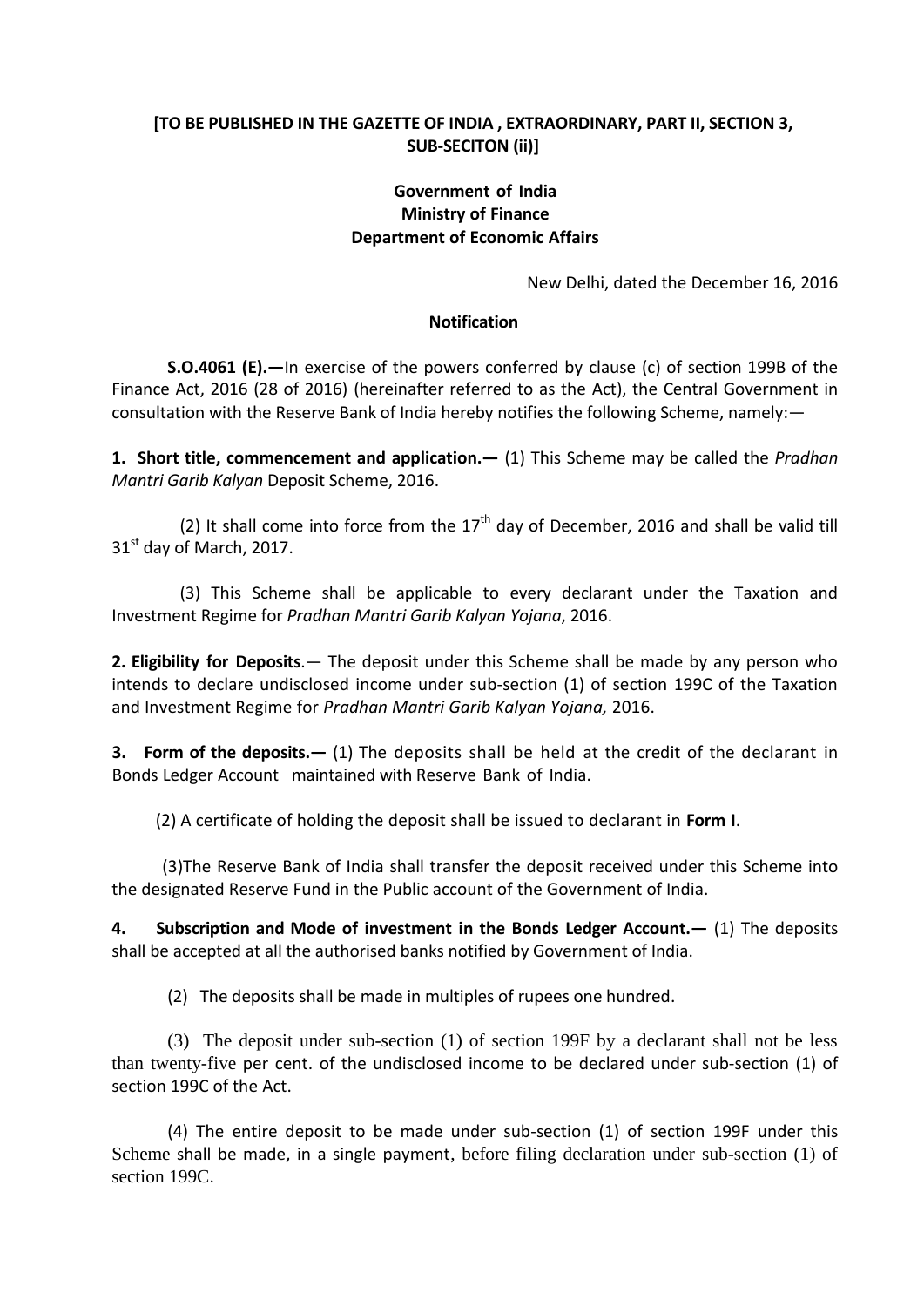**[TO BE PUBLISHED IN THE GAZETTE OF INDIA , EXTRAORDINARY, PART II, SECTION 3, SUB-SECITON (ii)]**

**Government of India**
**Ministry of Finance**
**Department of Economic Affairs**

New Delhi, dated the December 16, 2016

**Notification**

**S.O.4061 (E).—**In exercise of the powers conferred by clause (c) of section 199B of the Finance Act, 2016 (28 of 2016) (hereinafter referred to as the Act), the Central Government in consultation with the Reserve Bank of India hereby notifies the following Scheme, namely:—

**1. Short title, commencement and application.—** (1) This Scheme may be called the *Pradhan Mantri Garib Kalyan* Deposit Scheme, 2016.

(2) It shall come into force from the 17th day of December, 2016 and shall be valid till 31st day of March, 2017.

(3) This Scheme shall be applicable to every declarant under the Taxation and Investment Regime for *Pradhan Mantri Garib Kalyan Yojana*, 2016.

**2. Eligibility for Deposits**.— The deposit under this Scheme shall be made by any person who intends to declare undisclosed income under sub-section (1) of section 199C of the Taxation and Investment Regime for *Pradhan Mantri Garib Kalyan Yojana,* 2016.

**3. Form of the deposits.—** (1) The deposits shall be held at the credit of the declarant in Bonds Ledger Account maintained with Reserve Bank of India.

(2) A certificate of holding the deposit shall be issued to declarant in **Form I**.

(3)The Reserve Bank of India shall transfer the deposit received under this Scheme into the designated Reserve Fund in the Public account of the Government of India.

**4. Subscription and Mode of investment in the Bonds Ledger Account.—** (1) The deposits shall be accepted at all the authorised banks notified by Government of India.

(2) The deposits shall be made in multiples of rupees one hundred.

(3) The deposit under sub-section (1) of section 199F by a declarant shall not be less than twenty-five per cent. of the undisclosed income to be declared under sub-section (1) of section 199C of the Act.

(4) The entire deposit to be made under sub-section (1) of section 199F under this Scheme shall be made, in a single payment, before filing declaration under sub-section (1) of section 199C.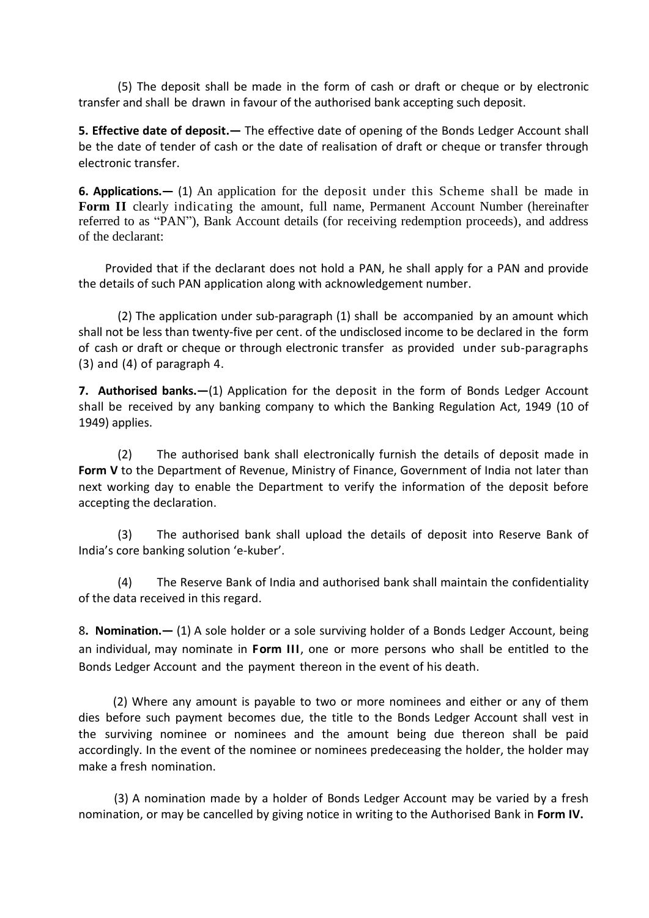(5) The deposit shall be made in the form of cash or draft or cheque or by electronic transfer and shall be drawn in favour of the authorised bank accepting such deposit.

**5. Effective date of deposit.—** The effective date of opening of the Bonds Ledger Account shall be the date of tender of cash or the date of realisation of draft or cheque or transfer through electronic transfer.

**6. Applications.—** (1) An application for the deposit under this Scheme shall be made in **Form II** clearly indicating the amount, full name, Permanent Account Number (hereinafter referred to as "PAN"), Bank Account details (for receiving redemption proceeds), and address of the declarant:

Provided that if the declarant does not hold a PAN, he shall apply for a PAN and provide the details of such PAN application along with acknowledgement number.

(2) The application under sub-paragraph (1) shall be accompanied by an amount which shall not be less than twenty-five per cent. of the undisclosed income to be declared in the form of cash or draft or cheque or through electronic transfer as provided under sub-paragraphs (3) and (4) of paragraph 4.

**7. Authorised banks.—**(1) Application for the deposit in the form of Bonds Ledger Account shall be received by any banking company to which the Banking Regulation Act, 1949 (10 of 1949) applies.

(2) The authorised bank shall electronically furnish the details of deposit made in **Form V** to the Department of Revenue, Ministry of Finance, Government of India not later than next working day to enable the Department to verify the information of the deposit before accepting the declaration.

(3) The authorised bank shall upload the details of deposit into Reserve Bank of India's core banking solution 'e-kuber'.

(4) The Reserve Bank of India and authorised bank shall maintain the confidentiality of the data received in this regard.

**8. Nomination.—** (1) A sole holder or a sole surviving holder of a Bonds Ledger Account, being an individual, may nominate in **Form III**, one or more persons who shall be entitled to the Bonds Ledger Account and the payment thereon in the event of his death.

(2) Where any amount is payable to two or more nominees and either or any of them dies before such payment becomes due, the title to the Bonds Ledger Account shall vest in the surviving nominee or nominees and the amount being due thereon shall be paid accordingly. In the event of the nominee or nominees predeceasing the holder, the holder may make a fresh nomination.

(3) A nomination made by a holder of Bonds Ledger Account may be varied by a fresh nomination, or may be cancelled by giving notice in writing to the Authorised Bank in **Form IV.**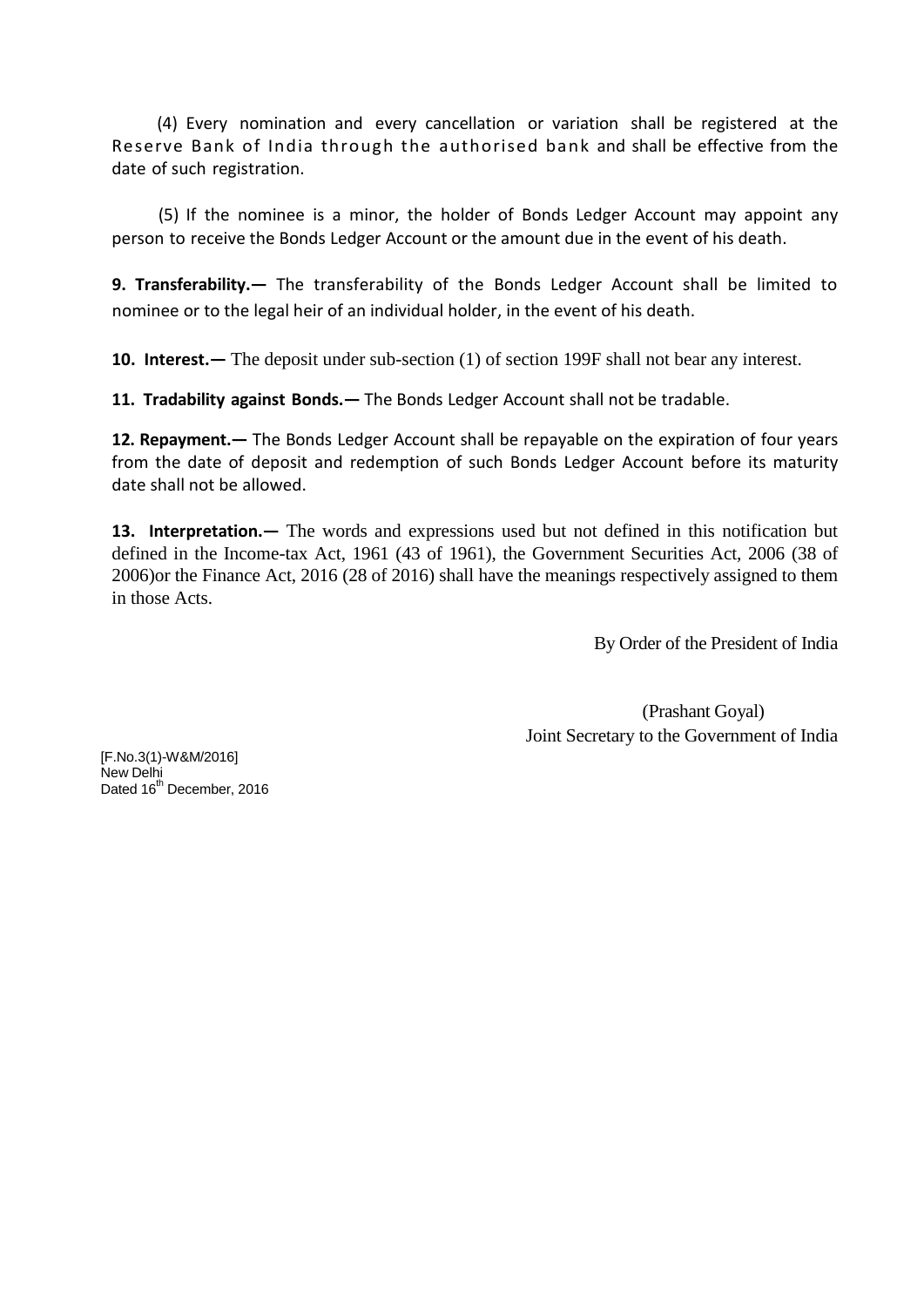(4) Every nomination and every cancellation or variation shall be registered at the Reserve Bank of India through the authorised bank and shall be effective from the date of such registration.

(5) If the nominee is a minor, the holder of Bonds Ledger Account may appoint any person to receive the Bonds Ledger Account or the amount due in the event of his death.

**9. Transferability.—** The transferability of the Bonds Ledger Account shall be limited to nominee or to the legal heir of an individual holder, in the event of his death.

**10. Interest.—** The deposit under sub-section (1) of section 199F shall not bear any interest.

**11. Tradability against Bonds.—** The Bonds Ledger Account shall not be tradable.

**12. Repayment.—** The Bonds Ledger Account shall be repayable on the expiration of four years from the date of deposit and redemption of such Bonds Ledger Account before its maturity date shall not be allowed.

**13. Interpretation.—** The words and expressions used but not defined in this notification but defined in the Income-tax Act, 1961 (43 of 1961), the Government Securities Act, 2006 (38 of 2006)or the Finance Act, 2016 (28 of 2016) shall have the meanings respectively assigned to them in those Acts.

By Order of the President of India

(Prashant Goyal)
Joint Secretary to the Government of India

[F.No.3(1)-W&M/2016]
New Delhi
Dated 16th December, 2016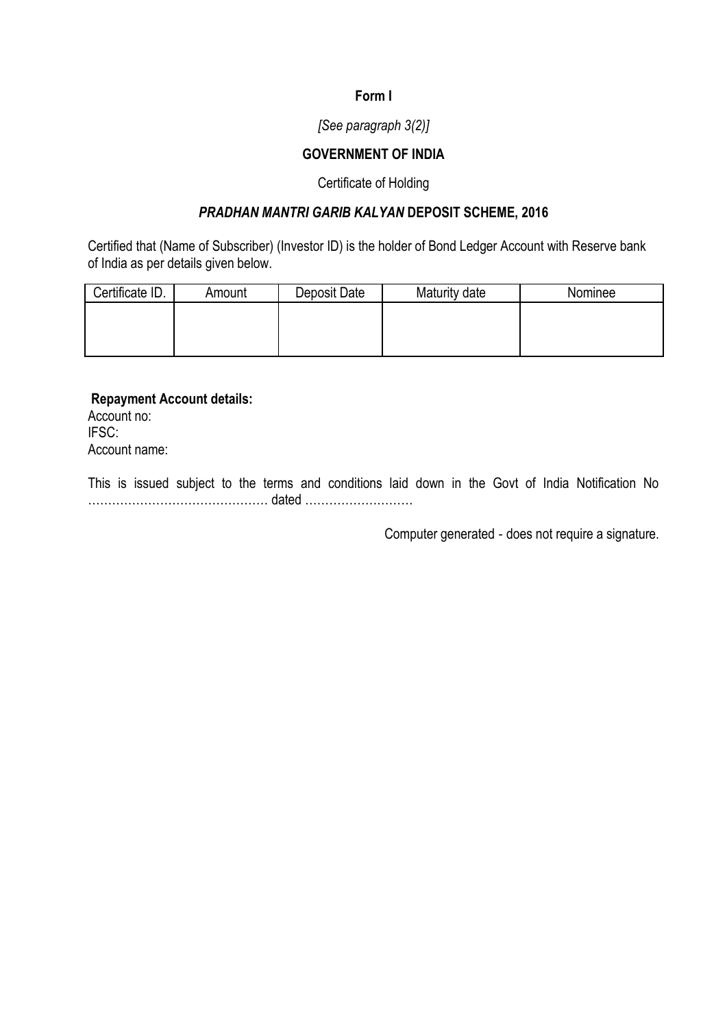**Form I**

*[See paragraph 3(2)]*

**GOVERNMENT OF INDIA**

Certificate of Holding

***PRADHAN MANTRI GARIB KALYAN* DEPOSIT SCHEME, 2016**

Certified that (Name of Subscriber) (Investor ID) is the holder of Bond Ledger Account with Reserve bank of India as per details given below.

| Certificate ID. | Amount | Deposit Date | Maturity date | Nominee |
|---|---|---|---|---|
| | | | | |

**Repayment Account details:**

Account no:
IFSC:
Account name:

This is issued subject to the terms and conditions laid down in the Govt of India Notification No ……………………………………… dated ………………………

Computer generated - does not require a signature.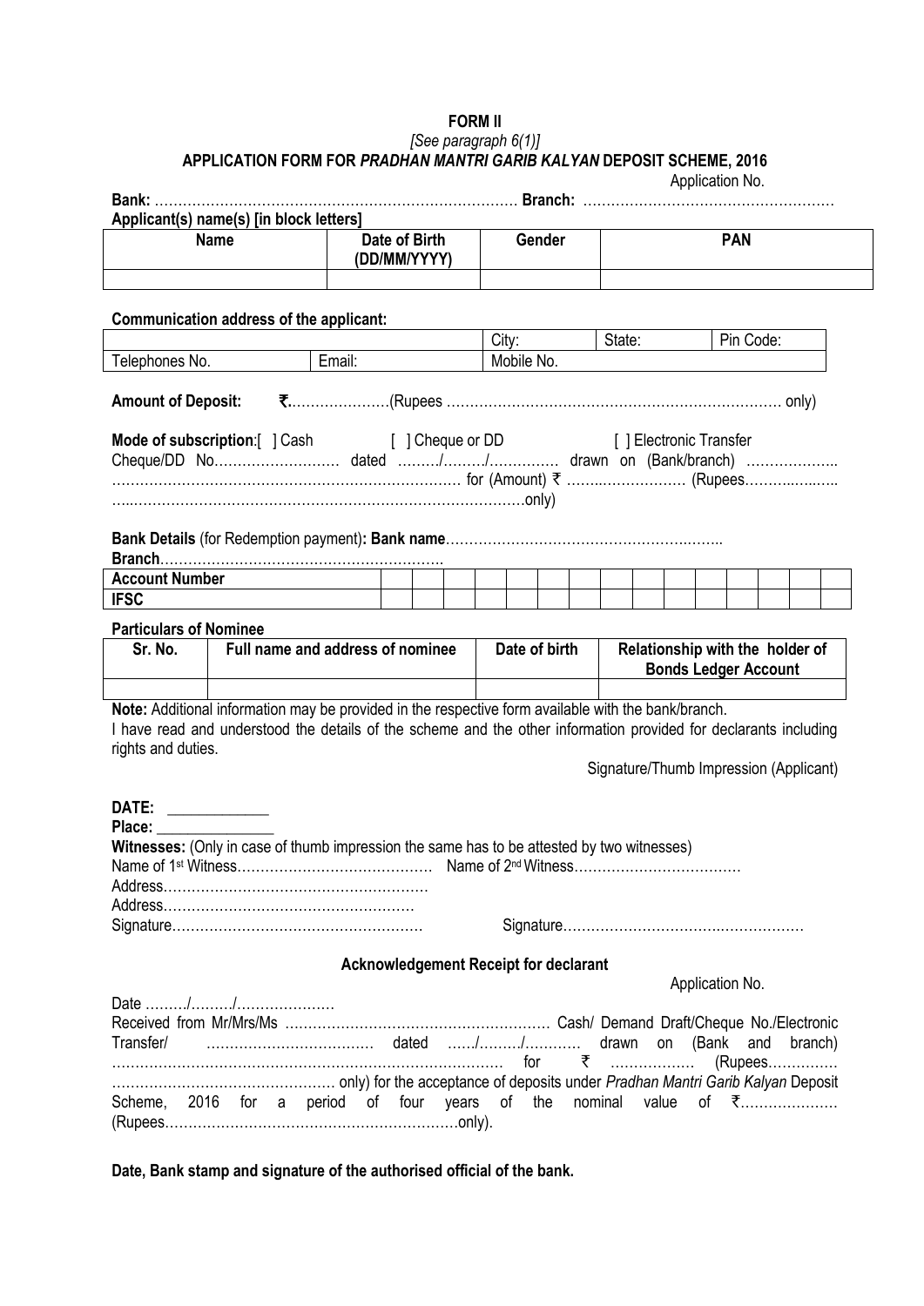**FORM II**

*[See paragraph 6(1)]*

**APPLICATION FORM FOR *PRADHAN MANTRI GARIB KALYAN* DEPOSIT SCHEME, 2016**

Application No.

**Bank:** ………………………………………………………………… **Branch:** ……………………………………………

**Applicant(s) name(s) [in block letters]**

| Name | Date of Birth (DD/MM/YYYY) | Gender | PAN |
|---|---|---|---|
| | | | |

**Communication address of the applicant:**

| | | City: | State: | Pin Code: |
|---|---|---|---|---|
| Telephones No. | Email: | Mobile No. | | |

**Amount of Deposit:** **₹**…………………(Rupees ………………………………………………………………… only)

**Mode of subscription**:[ ] Cash [ ] Cheque or DD [ ] Electronic Transfer
Cheque/DD No……………………… dated ………/………/…………… drawn on (Bank/branch) ……………….. ………………………………………………………………… for (Amount) ₹ ……..……………… (Rupees……….……..
…..…………………………………………………………………….only)

**Bank Details** (for Redemption payment)**: Bank name**……………………………………………….……..
**Branch**……………………………………………………

| **Account Number** | | | | | | | | | | | | | | | |
|---|---|---|---|---|---|---|---|---|---|---|---|---|---|---|---|
| **IFSC** | | | | | | | | | | | | | | | |

**Particulars of Nominee**

| Sr. No. | Full name and address of nominee | Date of birth | Relationship with the holder of Bonds Ledger Account |
|---|---|---|---|
| | | | |

**Note:** Additional information may be provided in the respective form available with the bank/branch.

I have read and understood the details of the scheme and the other information provided for declarants including rights and duties.

Signature/Thumb Impression (Applicant)

**DATE:** ____________

**Place:** ______________

**Witnesses:** (Only in case of thumb impression the same has to be attested by two witnesses)

Name of 1st Witness…………………………………… Name of 2nd Witness………………………………
Address…………………………………………………
Address………………………………………………
Signature……………………………………………… Signature……………………………….……………

**Acknowledgement Receipt for declarant**

Application No.

Date ………/………/…………………
Received from Mr/Mrs/Ms ………………………………………………… Cash/ Demand Draft/Cheque No./Electronic Transfer/ ……………………………… dated ……/………/………… drawn on (Bank and branch) ………………………………………………………………… for ₹ …………… (Rupees………….. ………………………………………… only) for the acceptance of deposits under *Pradhan Mantri Garib Kalyan* Deposit Scheme, 2016 for a period of four years of the nominal value of ₹………………… (Rupees………………………………………………………only).

**Date, Bank stamp and signature of the authorised official of the bank.**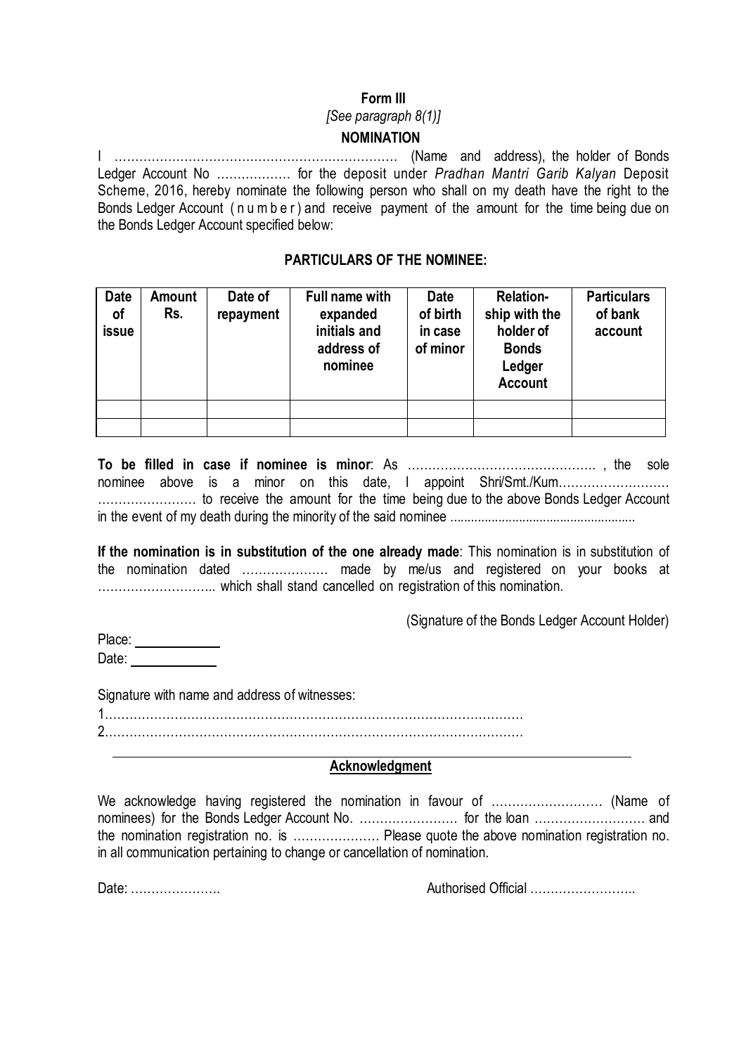**Form III**

*[See paragraph 8(1)]*

**NOMINATION**

I …………………………………………………………… (Name and address), the holder of Bonds Ledger Account No ……………… for the deposit under *Pradhan Mantri Garib Kalyan* Deposit Scheme, 2016, hereby nominate the following person who shall on my death have the right to the Bonds Ledger Account (number) and receive payment of the amount for the time being due on the Bonds Ledger Account specified below:

**PARTICULARS OF THE NOMINEE:**

| Date of issue | Amount Rs. | Date of repayment | Full name with expanded initials and address of nominee | Date of birth in case of minor | Relation-ship with the holder of Bonds Ledger Account | Particulars of bank account |
|---|---|---|---|---|---|---|
| | | | | | | |
| | | | | | | |

**To be filled in case if nominee is minor**: As ………………………………………. , the sole nominee above is a minor on this date, I appoint Shri/Smt./Kum……………………… …………………… to receive the amount for the time being due to the above Bonds Ledger Account in the event of my death during the minority of the said nominee ......................................................

**If the nomination is in substitution of the one already made**: This nomination is in substitution of the nomination dated ………………… made by me/us and registered on your books at ……………………….. which shall stand cancelled on registration of this nomination.

(Signature of the Bonds Ledger Account Holder)

Place: ____________

Date: ____________

Signature with name and address of witnesses:

1…………………………………………………………………………………………

2…………………………………………………………………………………………

---

**Acknowledgment**

We acknowledge having registered the nomination in favour of ……………………… (Name of nominees) for the Bonds Ledger Account No. …………………… for the loan ……………………… and the nomination registration no. is ………………… Please quote the above nomination registration no. in all communication pertaining to change or cancellation of nomination.

Date: ………………….                                                  Authorised Official ……………………..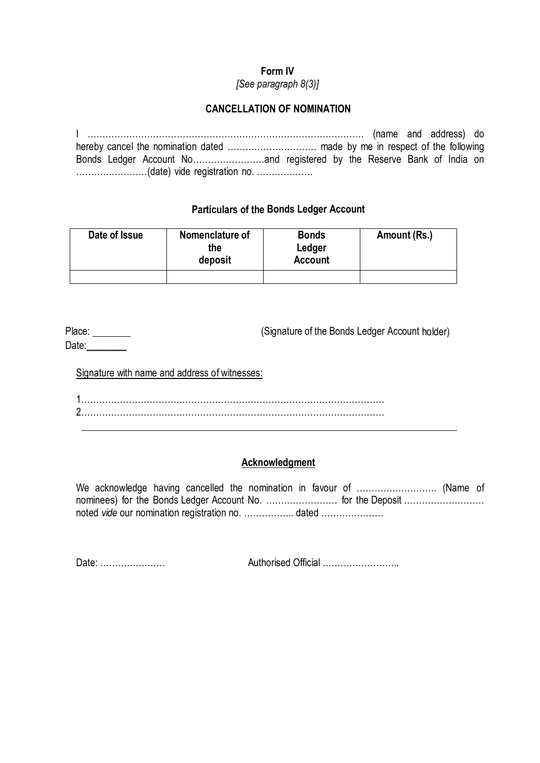**Form IV**

*[See paragraph 8(3)]*

**CANCELLATION OF NOMINATION**

I ………………………………………………………………………………… (name and address) do hereby cancel the nomination dated ………………………… made by me in respect of the following Bonds Ledger Account No……………………and registered by the Reserve Bank of India on ……………………(date) vide registration no. ……………….

**Particulars of the Bonds Ledger Account**

| Date of Issue | Nomenclature of the deposit | Bonds Ledger Account | Amount (Rs.) |
|---|---|---|---|
| | | | |

Place: ________

Date: ________

(Signature of the Bonds Ledger Account holder)

Signature with name and address of witnesses:

1…………………………………………………………………………………………

2…………………………………………………………………………………………

---

**Acknowledgment**

We acknowledge having cancelled the nomination in favour of ……………………… (Name of nominees) for the Bonds Ledger Account No. …………………… for the Deposit ……………………… noted *vide* our nomination registration no. …………….. dated …………………

Date: ………………… Authorised Official ……………………..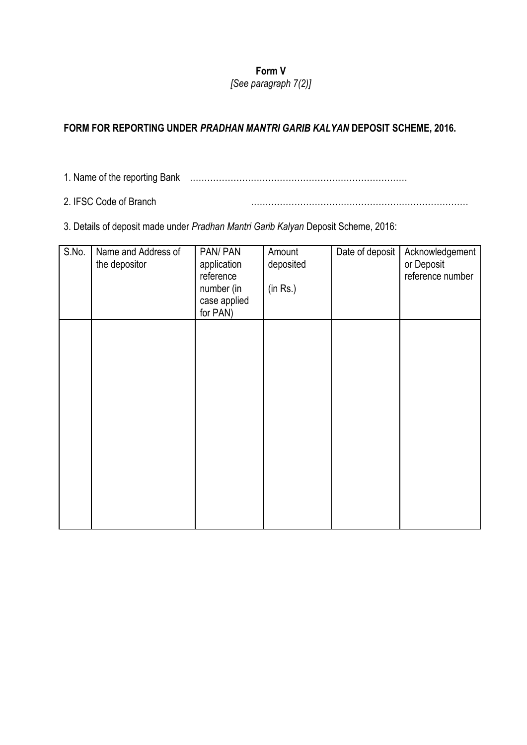**Form V**
*[See paragraph 7(2)]*

**FORM FOR REPORTING UNDER *PRADHAN MANTRI GARIB KALYAN* DEPOSIT SCHEME, 2016.**

1. Name of the reporting Bank ………………………………………………………………

2. IFSC Code of Branch ………………………………………………………………

3. Details of deposit made under *Pradhan Mantri Garib Kalyan* Deposit Scheme, 2016:

| S.No. | Name and Address of the depositor | PAN/ PAN application reference number (in case applied for PAN) | Amount deposited (in Rs.) | Date of deposit | Acknowledgement or Deposit reference number |
|---|---|---|---|---|---|
| | | | | | |